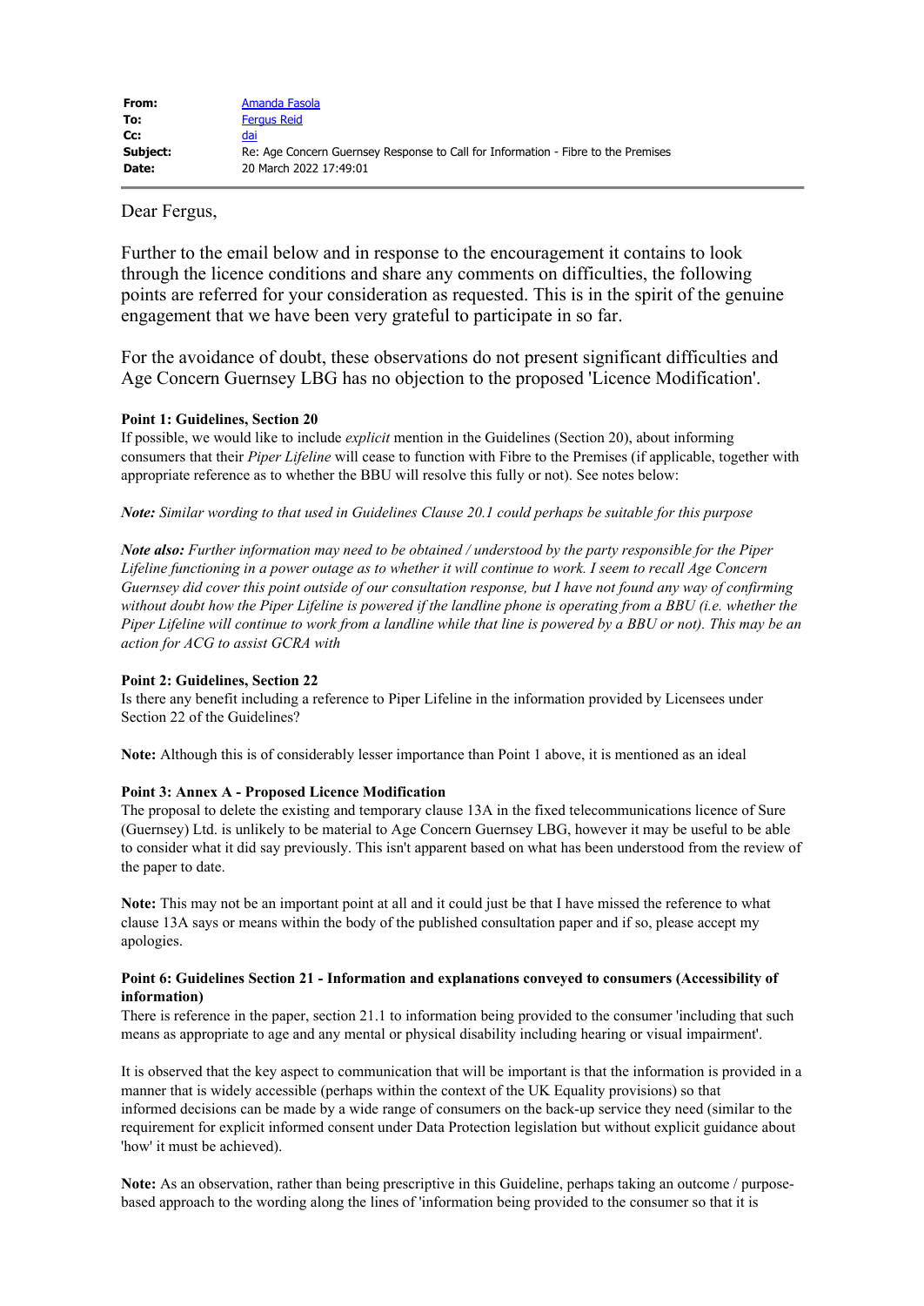| | |
|---|---|
| **From:** | Amanda Fasola |
| **To:** | Fergus Reid |
| **Cc:** | dai |
| **Subject:** | Re: Age Concern Guernsey Response to Call for Information - Fibre to the Premises |
| **Date:** | 20 March 2022 17:49:01 |

Dear Fergus,

Further to the email below and in response to the encouragement it contains to look through the licence conditions and share any comments on difficulties, the following points are referred for your consideration as requested. This is in the spirit of the genuine engagement that we have been very grateful to participate in so far.

For the avoidance of doubt, these observations do not present significant difficulties and Age Concern Guernsey LBG has no objection to the proposed 'Licence Modification'.

**Point 1: Guidelines, Section 20**
If possible, we would like to include *explicit* mention in the Guidelines (Section 20), about informing consumers that their *Piper Lifeline* will cease to function with Fibre to the Premises (if applicable, together with appropriate reference as to whether the BBU will resolve this fully or not). See notes below:

***Note:*** *Similar wording to that used in Guidelines Clause 20.1 could perhaps be suitable for this purpose*

***Note also:*** *Further information may need to be obtained / understood by the party responsible for the Piper Lifeline functioning in a power outage as to whether it will continue to work. I seem to recall Age Concern Guernsey did cover this point outside of our consultation response, but I have not found any way of confirming without doubt how the Piper Lifeline is powered if the landline phone is operating from a BBU (i.e. whether the Piper Lifeline will continue to work from a landline while that line is powered by a BBU or not). This may be an action for ACG to assist GCRA with*

**Point 2: Guidelines, Section 22**
Is there any benefit including a reference to Piper Lifeline in the information provided by Licensees under Section 22 of the Guidelines?

**Note:** Although this is of considerably lesser importance than Point 1 above, it is mentioned as an ideal

**Point 3: Annex A - Proposed Licence Modification**
The proposal to delete the existing and temporary clause 13A in the fixed telecommunications licence of Sure (Guernsey) Ltd. is unlikely to be material to Age Concern Guernsey LBG, however it may be useful to be able to consider what it did say previously. This isn't apparent based on what has been understood from the review of the paper to date.

**Note:** This may not be an important point at all and it could just be that I have missed the reference to what clause 13A says or means within the body of the published consultation paper and if so, please accept my apologies.

**Point 6: Guidelines Section 21 - Information and explanations conveyed to consumers (Accessibility of information)**
There is reference in the paper, section 21.1 to information being provided to the consumer 'including that such means as appropriate to age and any mental or physical disability including hearing or visual impairment'.

It is observed that the key aspect to communication that will be important is that the information is provided in a manner that is widely accessible (perhaps within the context of the UK Equality provisions) so that informed decisions can be made by a wide range of consumers on the back-up service they need (similar to the requirement for explicit informed consent under Data Protection legislation but without explicit guidance about 'how' it must be achieved).

**Note:** As an observation, rather than being prescriptive in this Guideline, perhaps taking an outcome / purpose-based approach to the wording along the lines of 'information being provided to the consumer so that it is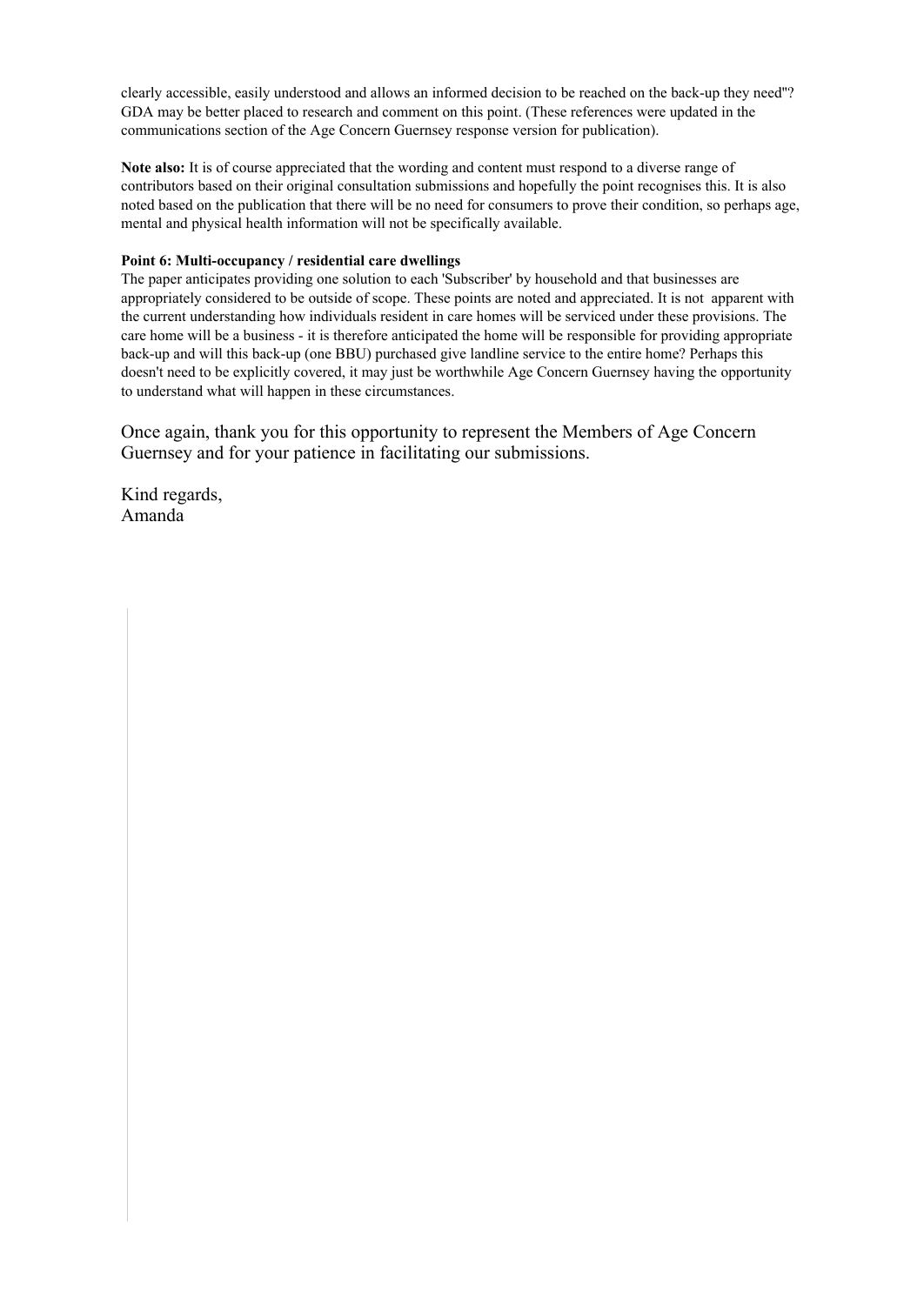clearly accessible, easily understood and allows an informed decision to be reached on the back-up they need"? GDA may be better placed to research and comment on this point. (These references were updated in the communications section of the Age Concern Guernsey response version for publication).

**Note also:** It is of course appreciated that the wording and content must respond to a diverse range of contributors based on their original consultation submissions and hopefully the point recognises this. It is also noted based on the publication that there will be no need for consumers to prove their condition, so perhaps age, mental and physical health information will not be specifically available.

**Point 6: Multi-occupancy / residential care dwellings**
The paper anticipates providing one solution to each 'Subscriber' by household and that businesses are appropriately considered to be outside of scope. These points are noted and appreciated. It is not apparent with the current understanding how individuals resident in care homes will be serviced under these provisions. The care home will be a business - it is therefore anticipated the home will be responsible for providing appropriate back-up and will this back-up (one BBU) purchased give landline service to the entire home? Perhaps this doesn't need to be explicitly covered, it may just be worthwhile Age Concern Guernsey having the opportunity to understand what will happen in these circumstances.

Once again, thank you for this opportunity to represent the Members of Age Concern Guernsey and for your patience in facilitating our submissions.

Kind regards,
Amanda